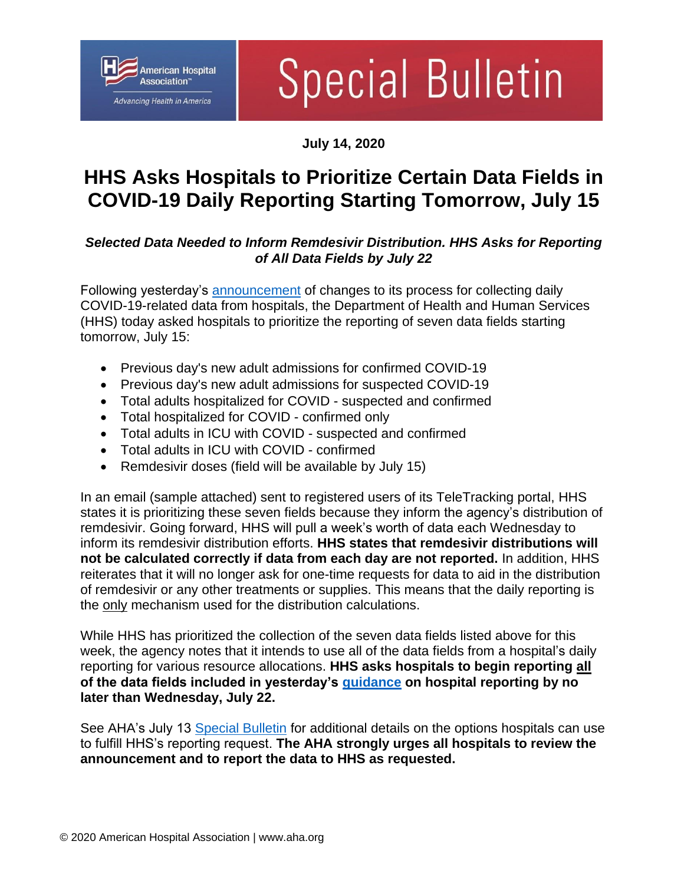American Hospital Association™

*Advancing Health in America*

# Special Bulletin

**July 14, 2020**

# HHS Asks Hospitals to Prioritize Certain Data Fields in COVID-19 Daily Reporting Starting Tomorrow, July 15

***Selected Data Needed to Inform Remdesivir Distribution. HHS Asks for Reporting of All Data Fields by July 22***

Following yesterday's announcement of changes to its process for collecting daily COVID-19-related data from hospitals, the Department of Health and Human Services (HHS) today asked hospitals to prioritize the reporting of seven data fields starting tomorrow, July 15:

- Previous day's new adult admissions for confirmed COVID-19
- Previous day's new adult admissions for suspected COVID-19
- Total adults hospitalized for COVID - suspected and confirmed
- Total hospitalized for COVID - confirmed only
- Total adults in ICU with COVID - suspected and confirmed
- Total adults in ICU with COVID - confirmed
- Remdesivir doses (field will be available by July 15)

In an email (sample attached) sent to registered users of its TeleTracking portal, HHS states it is prioritizing these seven fields because they inform the agency's distribution of remdesivir. Going forward, HHS will pull a week's worth of data each Wednesday to inform its remdesivir distribution efforts. **HHS states that remdesivir distributions will not be calculated correctly if data from each day are not reported.** In addition, HHS reiterates that it will no longer ask for one-time requests for data to aid in the distribution of remdesivir or any other treatments or supplies. This means that the daily reporting is the only mechanism used for the distribution calculations.

While HHS has prioritized the collection of the seven data fields listed above for this week, the agency notes that it intends to use all of the data fields from a hospital's daily reporting for various resource allocations. **HHS asks hospitals to begin reporting all of the data fields included in yesterday's guidance on hospital reporting by no later than Wednesday, July 22.**

See AHA's July 13 Special Bulletin for additional details on the options hospitals can use to fulfill HHS's reporting request. **The AHA strongly urges all hospitals to review the announcement and to report the data to HHS as requested.**

© 2020 American Hospital Association | www.aha.org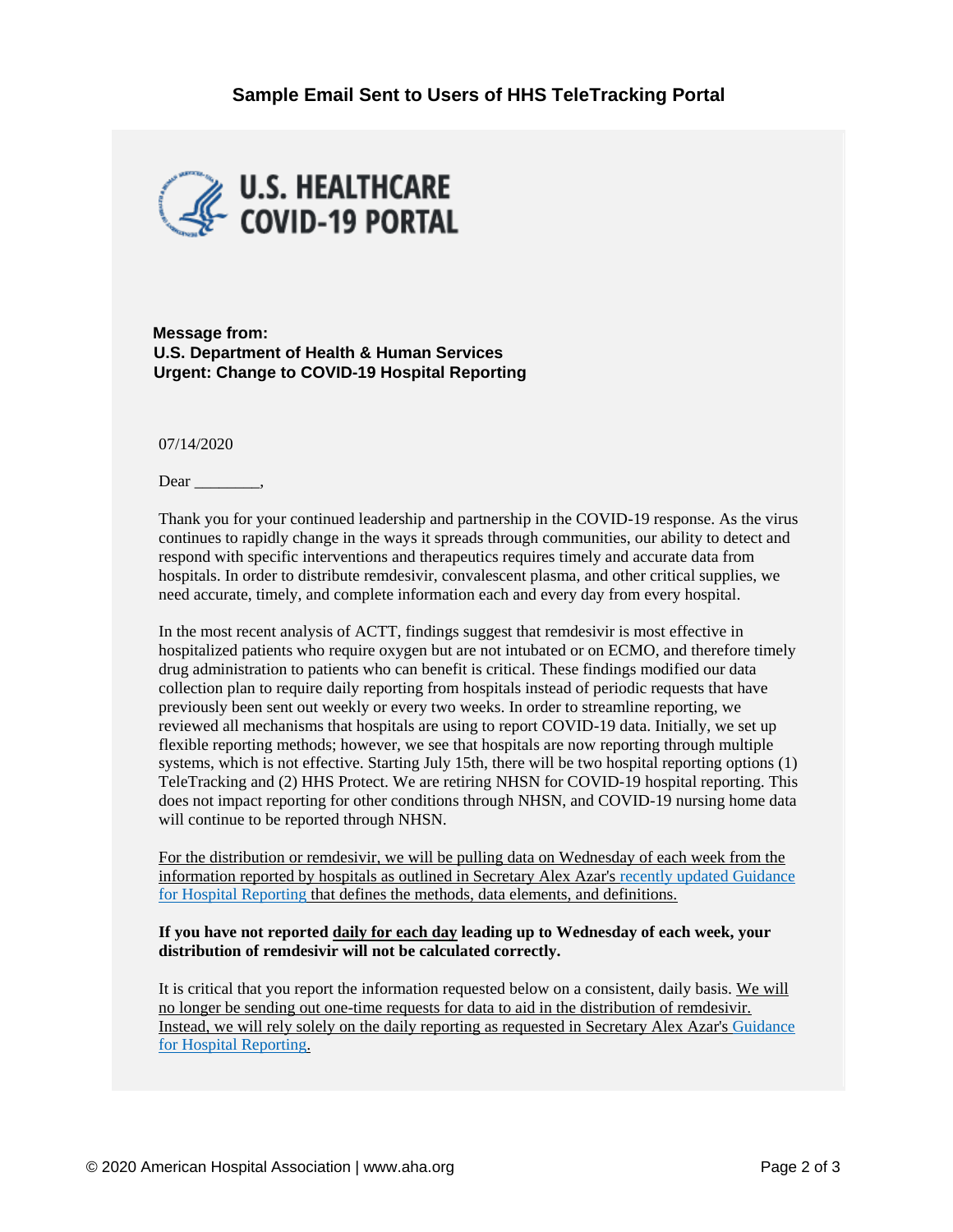## Sample Email Sent to Users of HHS TeleTracking Portal

**U.S. HEALTHCARE COVID-19 PORTAL**

**Message from:**
**U.S. Department of Health & Human Services**
**Urgent: Change to COVID-19 Hospital Reporting**

07/14/2020

Dear ________,

Thank you for your continued leadership and partnership in the COVID-19 response. As the virus continues to rapidly change in the ways it spreads through communities, our ability to detect and respond with specific interventions and therapeutics requires timely and accurate data from hospitals. In order to distribute remdesivir, convalescent plasma, and other critical supplies, we need accurate, timely, and complete information each and every day from every hospital.

In the most recent analysis of ACTT, findings suggest that remdesivir is most effective in hospitalized patients who require oxygen but are not intubated or on ECMO, and therefore timely drug administration to patients who can benefit is critical. These findings modified our data collection plan to require daily reporting from hospitals instead of periodic requests that have previously been sent out weekly or every two weeks. In order to streamline reporting, we reviewed all mechanisms that hospitals are using to report COVID-19 data. Initially, we set up flexible reporting methods; however, we see that hospitals are now reporting through multiple systems, which is not effective. Starting July 15th, there will be two hospital reporting options (1) TeleTracking and (2) HHS Protect. We are retiring NHSN for COVID-19 hospital reporting. This does not impact reporting for other conditions through NHSN, and COVID-19 nursing home data will continue to be reported through NHSN.

For the distribution or remdesivir, we will be pulling data on Wednesday of each week from the information reported by hospitals as outlined in Secretary Alex Azar's recently updated Guidance for Hospital Reporting that defines the methods, data elements, and definitions.

**If you have not reported daily for each day leading up to Wednesday of each week, your distribution of remdesivir will not be calculated correctly.**

It is critical that you report the information requested below on a consistent, daily basis. We will no longer be sending out one-time requests for data to aid in the distribution of remdesivir. Instead, we will rely solely on the daily reporting as requested in Secretary Alex Azar's Guidance for Hospital Reporting.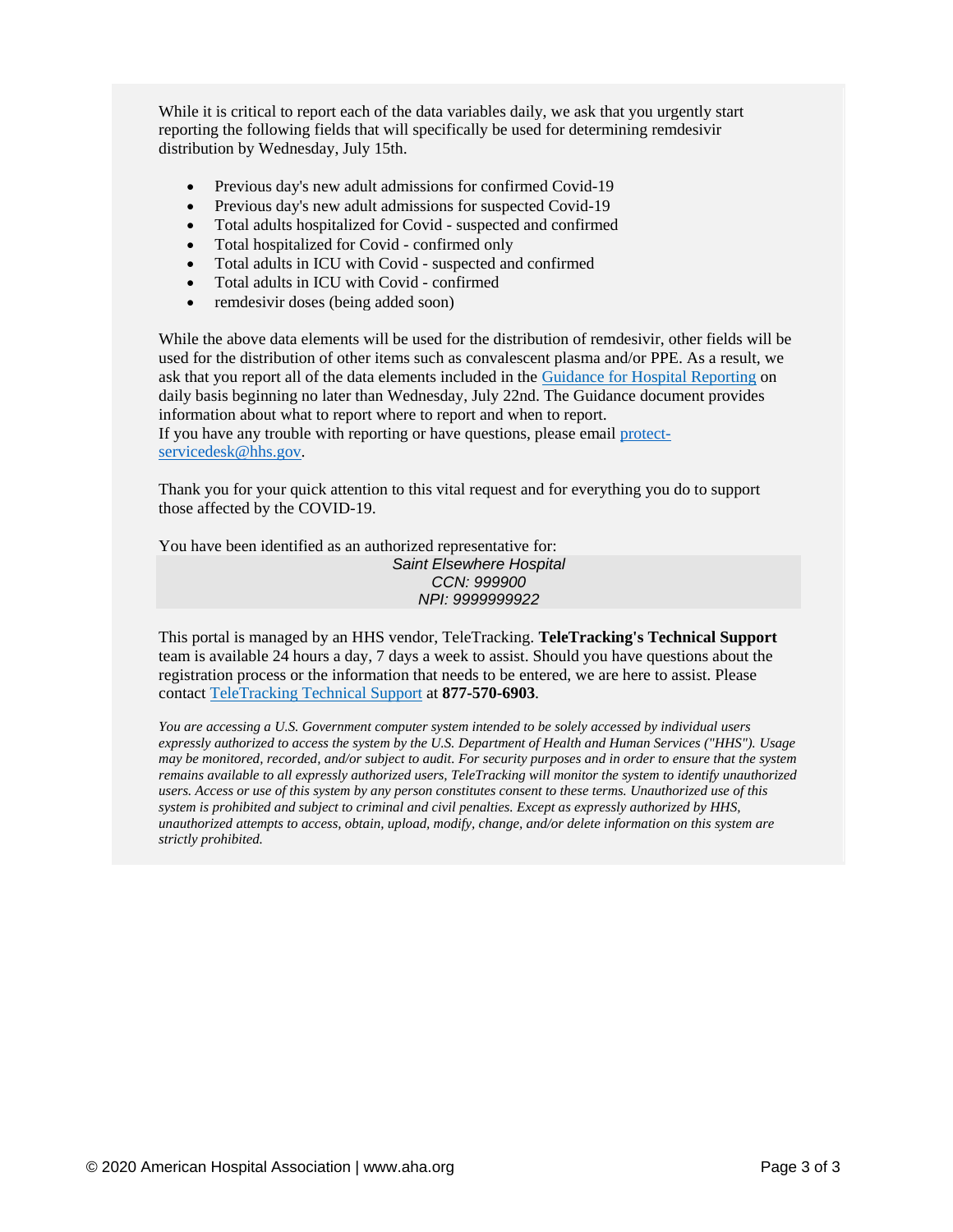While it is critical to report each of the data variables daily, we ask that you urgently start reporting the following fields that will specifically be used for determining remdesivir distribution by Wednesday, July 15th.

- Previous day's new adult admissions for confirmed Covid-19
- Previous day's new adult admissions for suspected Covid-19
- Total adults hospitalized for Covid - suspected and confirmed
- Total hospitalized for Covid - confirmed only
- Total adults in ICU with Covid - suspected and confirmed
- Total adults in ICU with Covid - confirmed
- remdesivir doses (being added soon)

While the above data elements will be used for the distribution of remdesivir, other fields will be used for the distribution of other items such as convalescent plasma and/or PPE. As a result, we ask that you report all of the data elements included in the Guidance for Hospital Reporting on daily basis beginning no later than Wednesday, July 22nd. The Guidance document provides information about what to report where to report and when to report.
If you have any trouble with reporting or have questions, please email protect-servicedesk@hhs.gov.

Thank you for your quick attention to this vital request and for everything you do to support those affected by the COVID-19.

You have been identified as an authorized representative for:

*Saint Elsewhere Hospital*
*CCN: 999900*
*NPI: 9999999922*

This portal is managed by an HHS vendor, TeleTracking. **TeleTracking's Technical Support** team is available 24 hours a day, 7 days a week to assist. Should you have questions about the registration process or the information that needs to be entered, we are here to assist. Please contact TeleTracking Technical Support at **877-570-6903**.

*You are accessing a U.S. Government computer system intended to be solely accessed by individual users expressly authorized to access the system by the U.S. Department of Health and Human Services ("HHS"). Usage may be monitored, recorded, and/or subject to audit. For security purposes and in order to ensure that the system remains available to all expressly authorized users, TeleTracking will monitor the system to identify unauthorized users. Access or use of this system by any person constitutes consent to these terms. Unauthorized use of this system is prohibited and subject to criminal and civil penalties. Except as expressly authorized by HHS, unauthorized attempts to access, obtain, upload, modify, change, and/or delete information on this system are strictly prohibited.*